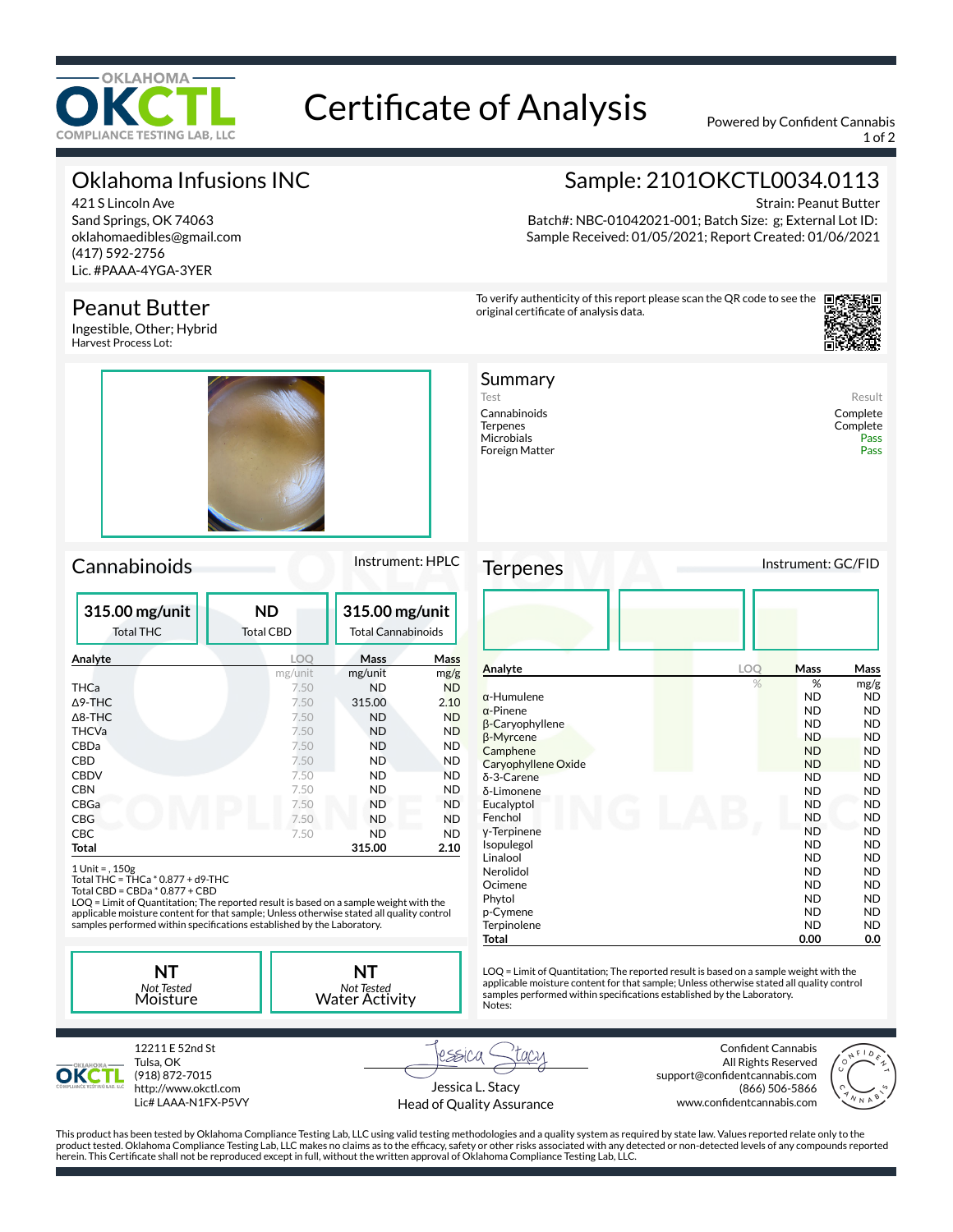# Certificate of Analysis

Powered by Confident Cannabis

## Oklahoma Infusions INC

421 S Lincoln Ave
Sand Springs, OK 74063
oklahomaedibles@gmail.com
(417) 592-2756
Lic. #PAAA-4YGA-3YER

## Sample: 2101OKCTL0034.0113

Strain: Peanut Butter
Batch#: NBC-01042021-001; Batch Size: g; External Lot ID:
Sample Received: 01/05/2021; Report Created: 01/06/2021

## Peanut Butter

Ingestible, Other; Hybrid
Harvest Process Lot:

To verify authenticity of this report please scan the QR code to see the original certificate of analysis data.

## Summary

| Test | Result |
|---|---|
| Cannabinoids | Complete |
| Terpenes | Complete |
| Microbials | Pass |
| Foreign Matter | Pass |

## Cannabinoids

Instrument: HPLC

| 315.00 mg/unit | ND | 315.00 mg/unit |
|---|---|---|
| Total THC | Total CBD | Total Cannabinoids |

| Analyte | LOQ | Mass | Mass |
|---|---|---|---|
| | mg/unit | mg/unit | mg/g |
| THCa | 7.50 | ND | ND |
| Δ9-THC | 7.50 | 315.00 | 2.10 |
| Δ8-THC | 7.50 | ND | ND |
| THCVa | 7.50 | ND | ND |
| CBDa | 7.50 | ND | ND |
| CBD | 7.50 | ND | ND |
| CBDV | 7.50 | ND | ND |
| CBN | 7.50 | ND | ND |
| CBGa | 7.50 | ND | ND |
| CBG | 7.50 | ND | ND |
| CBC | 7.50 | ND | ND |
| **Total** | | **315.00** | **2.10** |

1 Unit = , 150g
Total THC = THCa * 0.877 + d9-THC
Total CBD = CBDa * 0.877 + CBD
LOQ = Limit of Quantitation; The reported result is based on a sample weight with the applicable moisture content for that sample; Unless otherwise stated all quality control samples performed within specifications established by the Laboratory.

| NT | NT |
|---|---|
| *Not Tested* Moisture | *Not Tested* Water Activity |

## Terpenes

Instrument: GC/FID

| Analyte | LOQ | Mass | Mass |
|---|---|---|---|
| | % | % | mg/g |
| α-Humulene | | ND | ND |
| α-Pinene | | ND | ND |
| β-Caryophyllene | | ND | ND |
| β-Myrcene | | ND | ND |
| Camphene | | ND | ND |
| Caryophyllene Oxide | | ND | ND |
| δ-3-Carene | | ND | ND |
| δ-Limonene | | ND | ND |
| Eucalyptol | | ND | ND |
| Fenchol | | ND | ND |
| γ-Terpinene | | ND | ND |
| Isopulegol | | ND | ND |
| Linalool | | ND | ND |
| Nerolidol | | ND | ND |
| Ocimene | | ND | ND |
| Phytol | | ND | ND |
| p-Cymene | | ND | ND |
| Terpinolene | | ND | ND |
| **Total** | | **0.00** | **0.0** |

LOQ = Limit of Quantitation; The reported result is based on a sample weight with the applicable moisture content for that sample; Unless otherwise stated all quality control samples performed within specifications established by the Laboratory.
Notes:

12211 E 52nd St
Tulsa, OK
(918) 872-7015
http://www.okctl.com
Lic# LAAA-N1FX-P5VY

Jessica L. Stacy
Head of Quality Assurance

Confident Cannabis
All Rights Reserved
support@confidentcannabis.com
(866) 506-5866
www.confidentcannabis.com

This product has been tested by Oklahoma Compliance Testing Lab, LLC using valid testing methodologies and a quality system as required by state law. Values reported relate only to the product tested. Oklahoma Compliance Testing Lab, LLC makes no claims as to the efficacy, safety or other risks associated with any detected or non-detected levels of any compounds reported herein. This Certificate shall not be reproduced except in full, without the written approval of Oklahoma Compliance Testing Lab, LLC.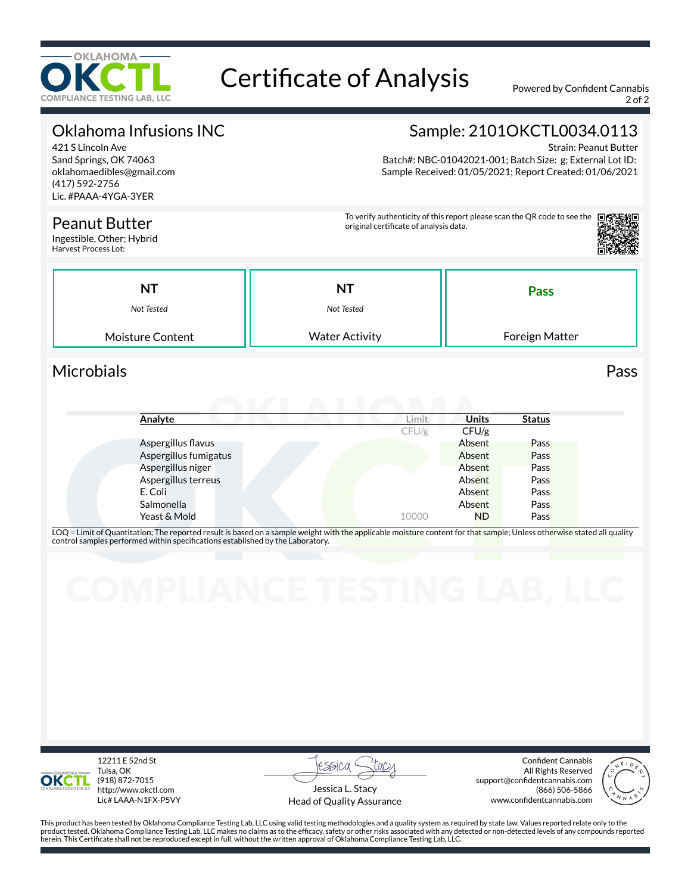# Certificate of Analysis

Powered by Confident Cannabis

## Oklahoma Infusions INC

421 S Lincoln Ave
Sand Springs, OK 74063
oklahomaedibles@gmail.com
(417) 592-2756
Lic. #PAAA-4YGA-3YER

## Sample: 2101OKCTL0034.0113

Strain: Peanut Butter
Batch#: NBC-01042021-001; Batch Size: g; External Lot ID:
Sample Received: 01/05/2021; Report Created: 01/06/2021

## Peanut Butter

Ingestible, Other; Hybrid
Harvest Process Lot:

To verify authenticity of this report please scan the QR code to see the original certificate of analysis data.

| NT | NT | Pass |
|---|---|---|
| *Not Tested* | *Not Tested* | |
| Moisture Content | Water Activity | Foreign Matter |

## Microbials

Pass

| Analyte | Limit | Units | Status |
|---|---|---|---|
| | CFU/g | CFU/g | |
| Aspergillus flavus | | Absent | Pass |
| Aspergillus fumigatus | | Absent | Pass |
| Aspergillus niger | | Absent | Pass |
| Aspergillus terreus | | Absent | Pass |
| E. Coli | | Absent | Pass |
| Salmonella | | Absent | Pass |
| Yeast & Mold | 10000 | ND | Pass |

LOQ = Limit of Quantitation; The reported result is based on a sample weight with the applicable moisture content for that sample; Unless otherwise stated all quality control samples performed within specifications established by the Laboratory.

12211 E 52nd St
Tulsa, OK
(918) 872-7015
http://www.okctl.com
Lic# LAAA-N1FX-P5VY

Jessica L. Stacy
Head of Quality Assurance

Confident Cannabis
All Rights Reserved
support@confidentcannabis.com
(866) 506-5866
www.confidentcannabis.com

This product has been tested by Oklahoma Compliance Testing Lab, LLC using valid testing methodologies and a quality system as required by state law. Values reported relate only to the product tested. Oklahoma Compliance Testing Lab, LLC makes no claims as to the efficacy, safety or other risks associated with any detected or non-detected levels of any compounds reported herein. This Certificate shall not be reproduced except in full, without the written approval of Oklahoma Compliance Testing Lab, LLC.